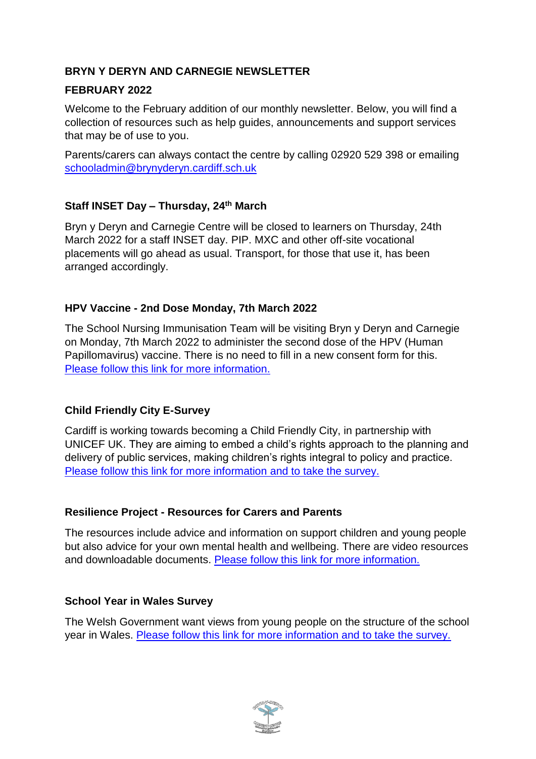# BRYN Y DERYN AND CARNEGIE NEWSLETTER

## FEBRUARY 2022

Welcome to the February addition of our monthly newsletter. Below, you will find a collection of resources such as help guides, announcements and support services that may be of use to you.

Parents/carers can always contact the centre by calling 02920 529 398 or emailing schooladmin@brynyderyn.cardiff.sch.uk

### Staff INSET Day – Thursday, 24th March

Bryn y Deryn and Carnegie Centre will be closed to learners on Thursday, 24th March 2022 for a staff INSET day. PIP. MXC and other off-site vocational placements will go ahead as usual. Transport, for those that use it, has been arranged accordingly.

### HPV Vaccine - 2nd Dose Monday, 7th March 2022

The School Nursing Immunisation Team will be visiting Bryn y Deryn and Carnegie on Monday, 7th March 2022 to administer the second dose of the HPV (Human Papillomavirus) vaccine. There is no need to fill in a new consent form for this. Please follow this link for more information.

### Child Friendly City E-Survey

Cardiff is working towards becoming a Child Friendly City, in partnership with UNICEF UK. They are aiming to embed a child's rights approach to the planning and delivery of public services, making children's rights integral to policy and practice. Please follow this link for more information and to take the survey.

### Resilience Project - Resources for Carers and Parents

The resources include advice and information on support children and young people but also advice for your own mental health and wellbeing. There are video resources and downloadable documents. Please follow this link for more information.

### School Year in Wales Survey

The Welsh Government want views from young people on the structure of the school year in Wales. Please follow this link for more information and to take the survey.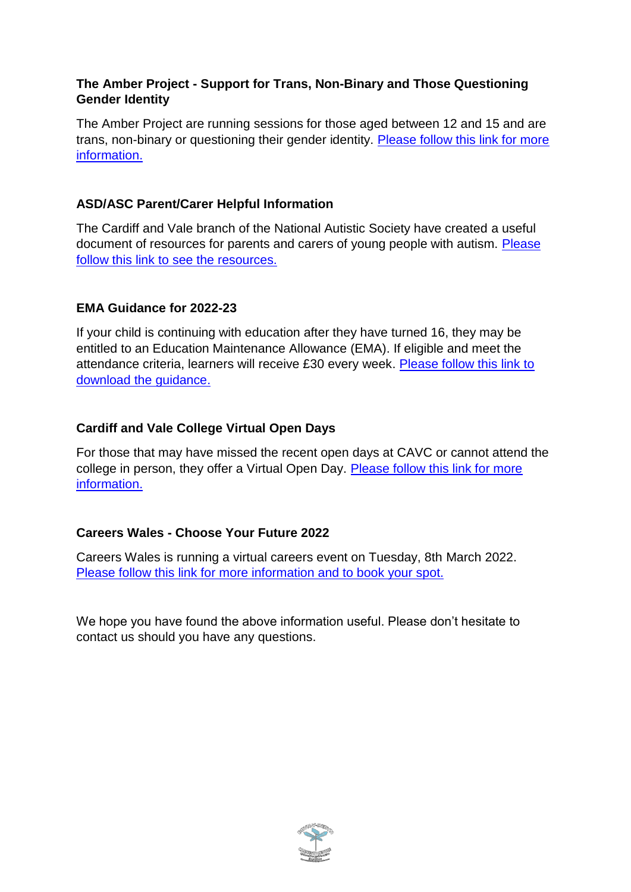**The Amber Project - Support for Trans, Non-Binary and Those Questioning Gender Identity**

The Amber Project are running sessions for those aged between 12 and 15 and are trans, non-binary or questioning their gender identity. Please follow this link for more information.

**ASD/ASC Parent/Carer Helpful Information**

The Cardiff and Vale branch of the National Autistic Society have created a useful document of resources for parents and carers of young people with autism. Please follow this link to see the resources.

**EMA Guidance for 2022-23**

If your child is continuing with education after they have turned 16, they may be entitled to an Education Maintenance Allowance (EMA). If eligible and meet the attendance criteria, learners will receive £30 every week. Please follow this link to download the guidance.

**Cardiff and Vale College Virtual Open Days**

For those that may have missed the recent open days at CAVC or cannot attend the college in person, they offer a Virtual Open Day. Please follow this link for more information.

**Careers Wales - Choose Your Future 2022**

Careers Wales is running a virtual careers event on Tuesday, 8th March 2022. Please follow this link for more information and to book your spot.

We hope you have found the above information useful. Please don't hesitate to contact us should you have any questions.